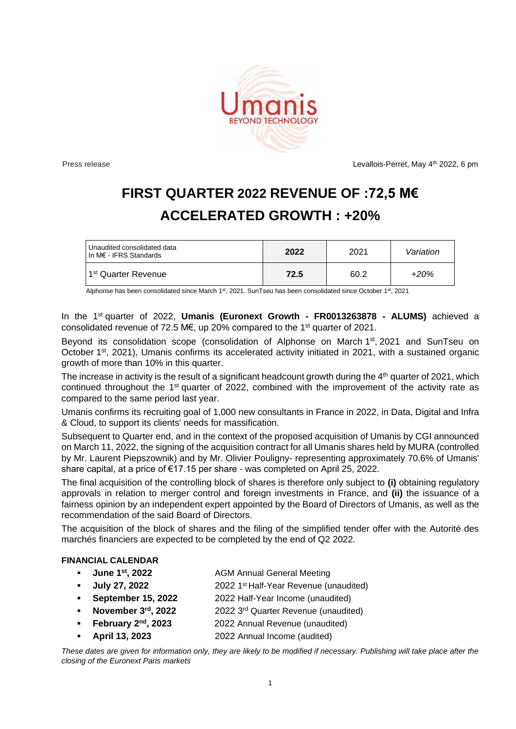Press release

Levallois-Perret, May 4th 2022, 6 pm

# FIRST QUARTER 2022 REVENUE OF :72,5 M€

# ACCELERATED GROWTH : +20%

| Unaudited consolidated data<br>In M€ - IFRS Standards | 2022 | 2021 | *Variation* |
| --- | --- | --- | --- |
| 1st Quarter Revenue | **72.5** | 60.2 | *+20%* |

Alphonse has been consolidated since March 1st, 2021. SunTseu has been consolidated since October 1st, 2021

In the 1st quarter of 2022, **Umanis (Euronext Growth - FR0013263878 - ALUMS)** achieved a consolidated revenue of 72.5 M€, up 20% compared to the 1st quarter of 2021.

Beyond its consolidation scope (consolidation of Alphonse on March 1st, 2021 and SunTseu on October 1st, 2021), Umanis confirms its accelerated activity initiated in 2021, with a sustained organic growth of more than 10% in this quarter.

The increase in activity is the result of a significant headcount growth during the 4th quarter of 2021, which continued throughout the 1st quarter of 2022, combined with the improvement of the activity rate as compared to the same period last year.

Umanis confirms its recruiting goal of 1,000 new consultants in France in 2022, in Data, Digital and Infra & Cloud, to support its clients' needs for massification.

Subsequent to Quarter end, and in the context of the proposed acquisition of Umanis by CGI announced on March 11, 2022, the signing of the acquisition contract for all Umanis shares held by MURA (controlled by Mr. Laurent Piepszownik) and by Mr. Olivier Pouligny- representing approximately 70.6% of Umanis' share capital, at a price of €17.15 per share - was completed on April 25, 2022.

The final acquisition of the controlling block of shares is therefore only subject to **(i)** obtaining regulatory approvals in relation to merger control and foreign investments in France, and **(ii)** the issuance of a fairness opinion by an independent expert appointed by the Board of Directors of Umanis, as well as the recommendation of the said Board of Directors.

The acquisition of the block of shares and the filing of the simplified tender offer with the Autorité des marchés financiers are expected to be completed by the end of Q2 2022.

**FINANCIAL CALENDAR**

- **June 1st, 2022** AGM Annual General Meeting
- **July 27, 2022** 2022 1st Half-Year Revenue (unaudited)
- **September 15, 2022** 2022 Half-Year Income (unaudited)
- **November 3rd, 2022** 2022 3rd Quarter Revenue (unaudited)
- **February 2nd, 2023** 2022 Annual Revenue (unaudited)
- **April 13, 2023** 2022 Annual Income (audited)

*These dates are given for information only, they are likely to be modified if necessary. Publishing will take place after the closing of the Euronext Paris markets*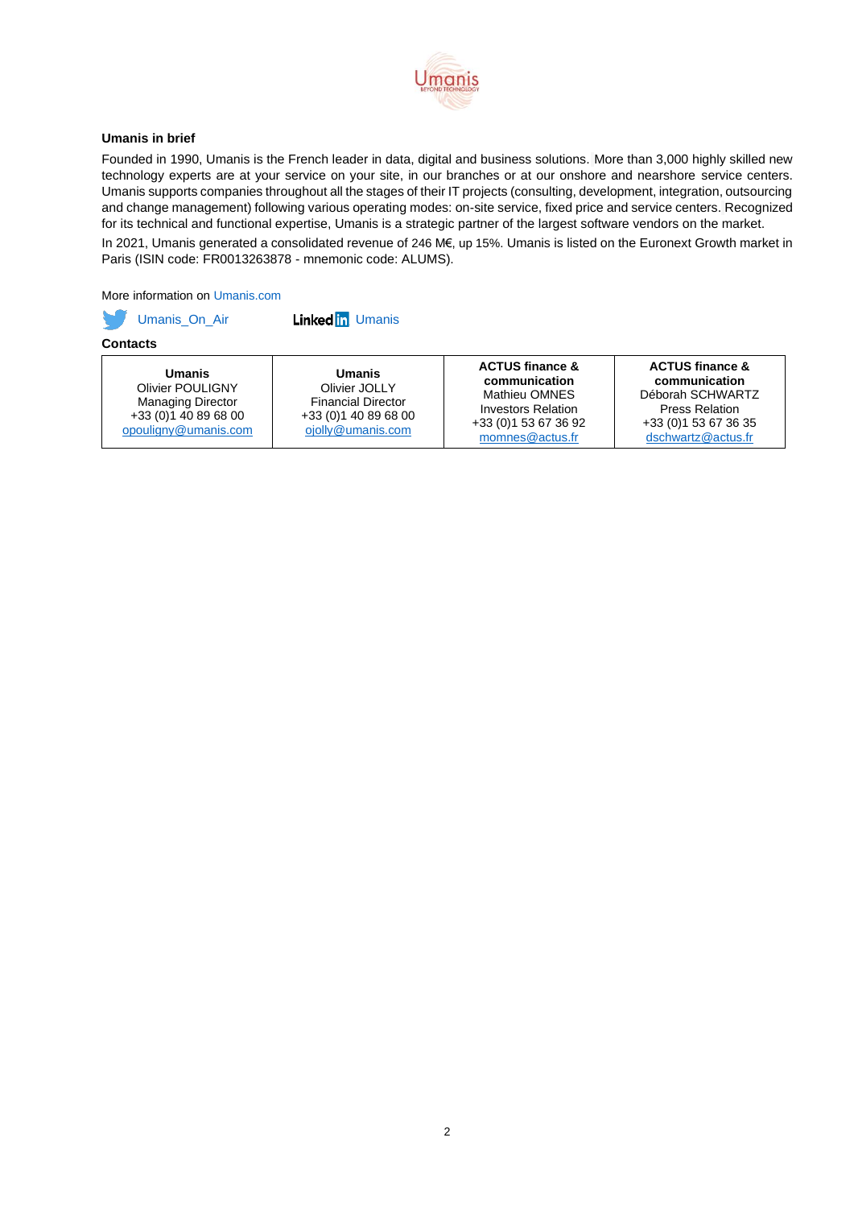**Umanis in brief**

Founded in 1990, Umanis is the French leader in data, digital and business solutions. More than 3,000 highly skilled new technology experts are at your service on your site, in our branches or at our onshore and nearshore service centers. Umanis supports companies throughout all the stages of their IT projects (consulting, development, integration, outsourcing and change management) following various operating modes: on-site service, fixed price and service centers. Recognized for its technical and functional expertise, Umanis is a strategic partner of the largest software vendors on the market.

In 2021, Umanis generated a consolidated revenue of 246 M€, up 15%. Umanis is listed on the Euronext Growth market in Paris (ISIN code: FR0013263878 - mnemonic code: ALUMS).

More information on Umanis.com

Umanis_On_Air    LinkedIn Umanis

**Contacts**

| | | | |
|---|---|---|---|
| **Umanis**<br>Olivier POULIGNY<br>Managing Director<br>+33 (0)1 40 89 68 00<br>opouligny@umanis.com | **Umanis**<br>Olivier JOLLY<br>Financial Director<br>+33 (0)1 40 89 68 00<br>ojolly@umanis.com | **ACTUS finance & communication**<br>Mathieu OMNES<br>Investors Relation<br>+33 (0)1 53 67 36 92<br>momnes@actus.fr | **ACTUS finance & communication**<br>Déborah SCHWARTZ<br>Press Relation<br>+33 (0)1 53 67 36 35<br>dschwartz@actus.fr |